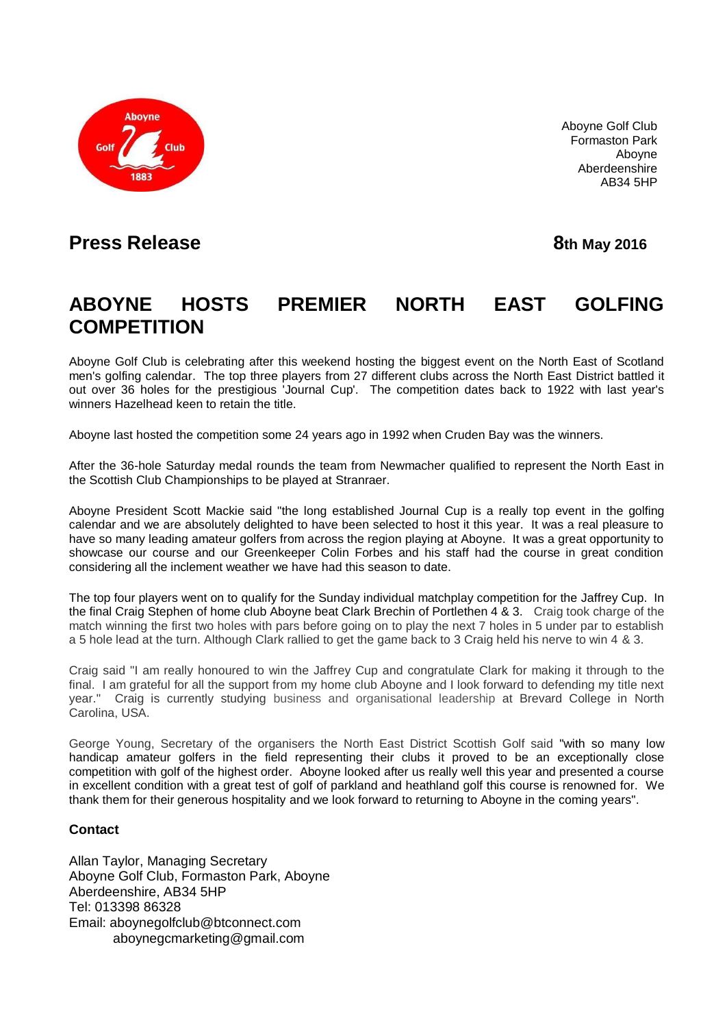Aboyne Golf Club
Formaston Park
Aboyne
Aberdeenshire
AB34 5HP

## Press Release

**8th May 2016**

# ABOYNE HOSTS PREMIER NORTH EAST GOLFING COMPETITION

Aboyne Golf Club is celebrating after this weekend hosting the biggest event on the North East of Scotland men's golfing calendar. The top three players from 27 different clubs across the North East District battled it out over 36 holes for the prestigious 'Journal Cup'. The competition dates back to 1922 with last year's winners Hazelhead keen to retain the title.

Aboyne last hosted the competition some 24 years ago in 1992 when Cruden Bay was the winners.

After the 36-hole Saturday medal rounds the team from Newmacher qualified to represent the North East in the Scottish Club Championships to be played at Stranraer.

Aboyne President Scott Mackie said "the long established Journal Cup is a really top event in the golfing calendar and we are absolutely delighted to have been selected to host it this year. It was a real pleasure to have so many leading amateur golfers from across the region playing at Aboyne. It was a great opportunity to showcase our course and our Greenkeeper Colin Forbes and his staff had the course in great condition considering all the inclement weather we have had this season to date.

The top four players went on to qualify for the Sunday individual matchplay competition for the Jaffrey Cup. In the final Craig Stephen of home club Aboyne beat Clark Brechin of Portlethen 4 & 3. Craig took charge of the match winning the first two holes with pars before going on to play the next 7 holes in 5 under par to establish a 5 hole lead at the turn. Although Clark rallied to get the game back to 3 Craig held his nerve to win 4 & 3.

Craig said "I am really honoured to win the Jaffrey Cup and congratulate Clark for making it through to the final. I am grateful for all the support from my home club Aboyne and I look forward to defending my title next year." Craig is currently studying business and organisational leadership at Brevard College in North Carolina, USA.

George Young, Secretary of the organisers the North East District Scottish Golf said "with so many low handicap amateur golfers in the field representing their clubs it proved to be an exceptionally close competition with golf of the highest order. Aboyne looked after us really well this year and presented a course in excellent condition with a great test of golf of parkland and heathland golf this course is renowned for. We thank them for their generous hospitality and we look forward to returning to Aboyne in the coming years".

### Contact

Allan Taylor, Managing Secretary
Aboyne Golf Club, Formaston Park, Aboyne
Aberdeenshire, AB34 5HP
Tel: 013398 86328
Email: aboynegolfclub@btconnect.com
aboynegcmarketing@gmail.com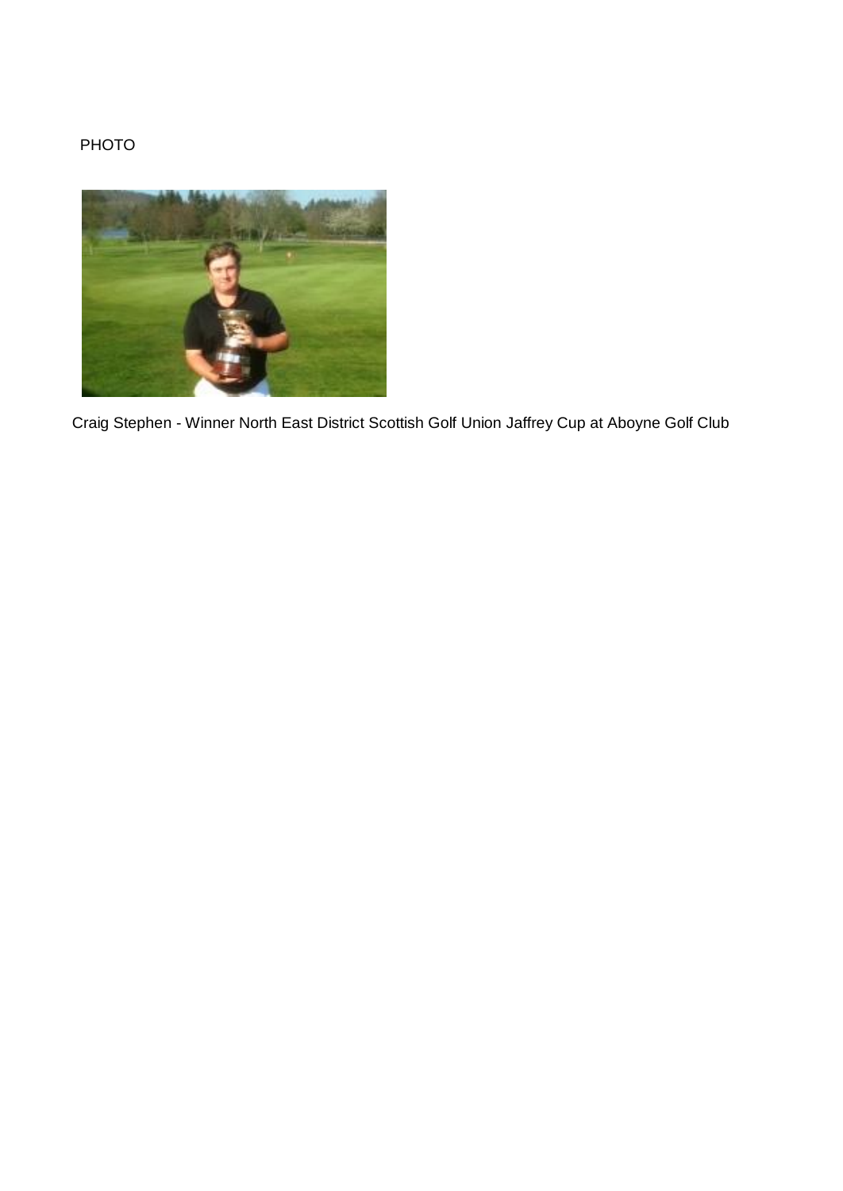PHOTO

Craig Stephen - Winner North East District Scottish Golf Union Jaffrey Cup at Aboyne Golf Club